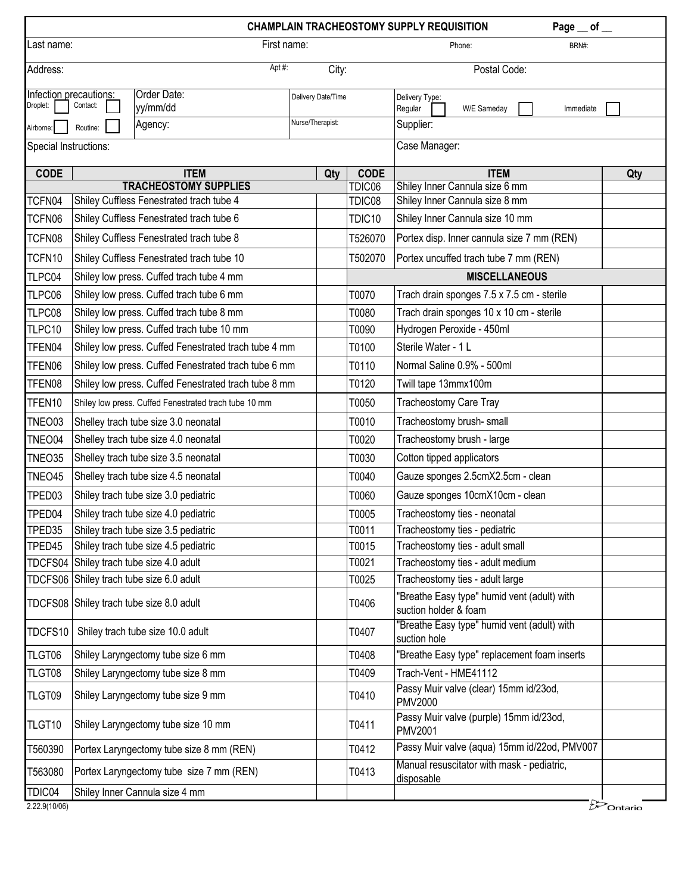# CHAMPLAIN TRACHEOSTOMY SUPPLY REQUISITION

Page __ of __

| | | | |
|---|---|---|---|
| Last name: | First name: | Phone: | BRN#: |
| Address: | Apt #: | City: | Postal Code: |
| Infection precautions: Droplet: ☐ Contact: ☐ Airborne: ☐ Routine: ☐ | Order Date: yy/mm/dd<br>Agency: | Delivery Date/Time<br>Nurse/Therapist: | Delivery Type: Regular ☐ W/E Sameday ☐ Immediate ☐<br>Supplier: |
| Special Instructions: | | | Case Manager: |

| CODE | ITEM | Qty | CODE | ITEM | Qty |
|---|---|---|---|---|---|
| | **TRACHEOSTOMY SUPPLIES** | | TDIC06 | Shiley Inner Cannula size 6 mm | |
| TCFN04 | Shiley Cuffless Fenestrated trach tube 4 | | TDIC08 | Shiley Inner Cannula size 8 mm | |
| TCFN06 | Shiley Cuffless Fenestrated trach tube 6 | | TDIC10 | Shiley Inner Cannula size 10 mm | |
| TCFN08 | Shiley Cuffless Fenestrated trach tube 8 | | T526070 | Portex disp. Inner cannula size 7 mm (REN) | |
| TCFN10 | Shiley Cuffless Fenestrated trach tube 10 | | T502070 | Portex uncuffed trach tube 7 mm (REN) | |
| TLPC04 | Shiley low press. Cuffed trach tube 4 mm | | | **MISCELLANEOUS** | |
| TLPC06 | Shiley low press. Cuffed trach tube 6 mm | | T0070 | Trach drain sponges 7.5 x 7.5 cm - sterile | |
| TLPC08 | Shiley low press. Cuffed trach tube 8 mm | | T0080 | Trach drain sponges 10 x 10 cm - sterile | |
| TLPC10 | Shiley low press. Cuffed trach tube 10 mm | | T0090 | Hydrogen Peroxide - 450ml | |
| TFEN04 | Shiley low press. Cuffed Fenestrated trach tube 4 mm | | T0100 | Sterile Water - 1 L | |
| TFEN06 | Shiley low press. Cuffed Fenestrated trach tube 6 mm | | T0110 | Normal Saline 0.9% - 500ml | |
| TFEN08 | Shiley low press. Cuffed Fenestrated trach tube 8 mm | | T0120 | Twill tape 13mmx100m | |
| TFEN10 | Shiley low press. Cuffed Fenestrated trach tube 10 mm | | T0050 | Tracheostomy Care Tray | |
| TNEO03 | Shelley trach tube size 3.0 neonatal | | T0010 | Tracheostomy brush- small | |
| TNEO04 | Shelley trach tube size 4.0 neonatal | | T0020 | Tracheostomy brush - large | |
| TNEO35 | Shelley trach tube size 3.5 neonatal | | T0030 | Cotton tipped applicators | |
| TNEO45 | Shelley trach tube size 4.5 neonatal | | T0040 | Gauze sponges 2.5cmX2.5cm - clean | |
| TPED03 | Shiley trach tube size 3.0 pediatric | | T0060 | Gauze sponges 10cmX10cm - clean | |
| TPED04 | Shiley trach tube size 4.0 pediatric | | T0005 | Tracheostomy ties - neonatal | |
| TPED35 | Shiley trach tube size 3.5 pediatric | | T0011 | Tracheostomy ties - pediatric | |
| TPED45 | Shiley trach tube size 4.5 pediatric | | T0015 | Tracheostomy ties - adult small | |
| TDCFS04 | Shiley trach tube size 4.0 adult | | T0021 | Tracheostomy ties - adult medium | |
| TDCFS06 | Shiley trach tube size 6.0 adult | | T0025 | Tracheostomy ties - adult large | |
| TDCFS08 | Shiley trach tube size 8.0 adult | | T0406 | "Breathe Easy type" humid vent (adult) with suction holder & foam | |
| TDCFS10 | Shiley trach tube size 10.0 adult | | T0407 | "Breathe Easy type" humid vent (adult) with suction hole | |
| TLGT06 | Shiley Laryngectomy tube size 6 mm | | T0408 | "Breathe Easy type" replacement foam inserts | |
| TLGT08 | Shiley Laryngectomy tube size 8 mm | | T0409 | Trach-Vent - HME41112 | |
| TLGT09 | Shiley Laryngectomy tube size 9 mm | | T0410 | Passy Muir valve (clear) 15mm id/23od, PMV2000 | |
| TLGT10 | Shiley Laryngectomy tube size 10 mm | | T0411 | Passy Muir valve (purple) 15mm id/23od, PMV2001 | |
| T560390 | Portex Laryngectomy tube size 8 mm (REN) | | T0412 | Passy Muir valve (aqua) 15mm id/22od, PMV007 | |
| T563080 | Portex Laryngectomy tube size 7 mm (REN) | | T0413 | Manual resuscitator with mask - pediatric, disposable | |
| TDIC04 | Shiley Inner Cannula size 4 mm | | | | |

2.22.9(10/06)

Ontario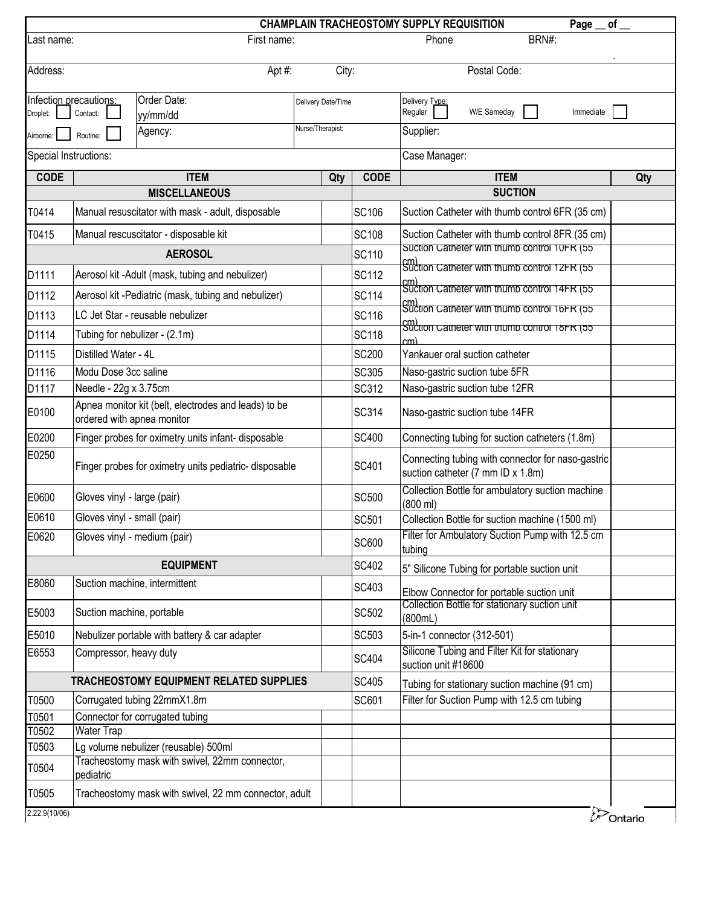# CHAMPLAIN TRACHEOSTOMY SUPPLY REQUISITION

Page __ of __

| | | | |
|---|---|---|---|
| Last name: | First name: | Phone | BRN#: |
| Address: | Apt #: City: | Postal Code: | |
| Infection precautions: Droplet: ☐ Contact: ☐ Airborne: ☐ Routine: ☐ | Order Date: yy/mm/dd | Delivery Date/Time | Delivery Type: Regular ☐ W/E Sameday ☐ Immediate ☐ |
| | Agency: | Nurse/Therapist: | Supplier: |
| Special Instructions: | | | Case Manager: |

| CODE | ITEM | Qty | CODE | ITEM | Qty |
|---|---|---|---|---|---|
| | **MISCELLANEOUS** | | | **SUCTION** | |
| T0414 | Manual resuscitator with mask - adult, disposable | | SC106 | Suction Catheter with thumb control 6FR (35 cm) | |
| T0415 | Manual rescuscitator - disposable kit | | SC108 | Suction Catheter with thumb control 8FR (35 cm) | |
| | **AEROSOL** | | SC110 | Suction Catheter with thumb control 10FR (55 cm) | |
| D1111 | Aerosol kit -Adult (mask, tubing and nebulizer) | | SC112 | Suction Catheter with thumb control 12FR (55 cm) | |
| D1112 | Aerosol kit -Pediatric (mask, tubing and nebulizer) | | SC114 | Suction Catheter with thumb control 14FR (55 cm) | |
| D1113 | LC Jet Star - reusable nebulizer | | SC116 | Suction Catheter with thumb control 16FR (55 cm) | |
| D1114 | Tubing for nebulizer - (2.1m) | | SC118 | Suction Catheter with thumb control 18FR (55 cm) | |
| D1115 | Distilled Water - 4L | | SC200 | Yankauer oral suction catheter | |
| D1116 | Modu Dose 3cc saline | | SC305 | Naso-gastric suction tube 5FR | |
| D1117 | Needle - 22g x 3.75cm | | SC312 | Naso-gastric suction tube 12FR | |
| E0100 | Apnea monitor kit (belt, electrodes and leads) to be ordered with apnea monitor | | SC314 | Naso-gastric suction tube 14FR | |
| E0200 | Finger probes for oximetry units infant- disposable | | SC400 | Connecting tubing for suction catheters (1.8m) | |
| E0250 | Finger probes for oximetry units pediatric- disposable | | SC401 | Connecting tubing with connector for naso-gastric suction catheter (7 mm ID x 1.8m) | |
| E0600 | Gloves vinyl - large (pair) | | SC500 | Collection Bottle for ambulatory suction machine (800 ml) | |
| E0610 | Gloves vinyl - small (pair) | | SC501 | Collection Bottle for suction machine (1500 ml) | |
| E0620 | Gloves vinyl - medium (pair) | | SC600 | Filter for Ambulatory Suction Pump with 12.5 cm tubing | |
| | **EQUIPMENT** | | SC402 | 5" Silicone Tubing for portable suction unit | |
| E8060 | Suction machine, intermittent | | SC403 | Elbow Connector for portable suction unit | |
| E5003 | Suction machine, portable | | SC502 | Collection Bottle for stationary suction unit (800mL) | |
| E5010 | Nebulizer portable with battery & car adapter | | SC503 | 5-in-1 connector (312-501) | |
| E6553 | Compressor, heavy duty | | SC404 | Silicone Tubing and Filter Kit for stationary suction unit #18600 | |
| | **TRACHEOSTOMY EQUIPMENT RELATED SUPPLIES** | | SC405 | Tubing for stationary suction machine (91 cm) | |
| T0500 | Corrugated tubing 22mmX1.8m | | SC601 | Filter for Suction Pump with 12.5 cm tubing | |
| T0501 | Connector for corrugated tubing | | | | |
| T0502 | Water Trap | | | | |
| T0503 | Lg volume nebulizer (reusable) 500ml | | | | |
| T0504 | Tracheostomy mask with swivel, 22mm connector, pediatric | | | | |
| T0505 | Tracheostomy mask with swivel, 22 mm connector, adult | | | | |

2.22.9(10/06)

Ontario